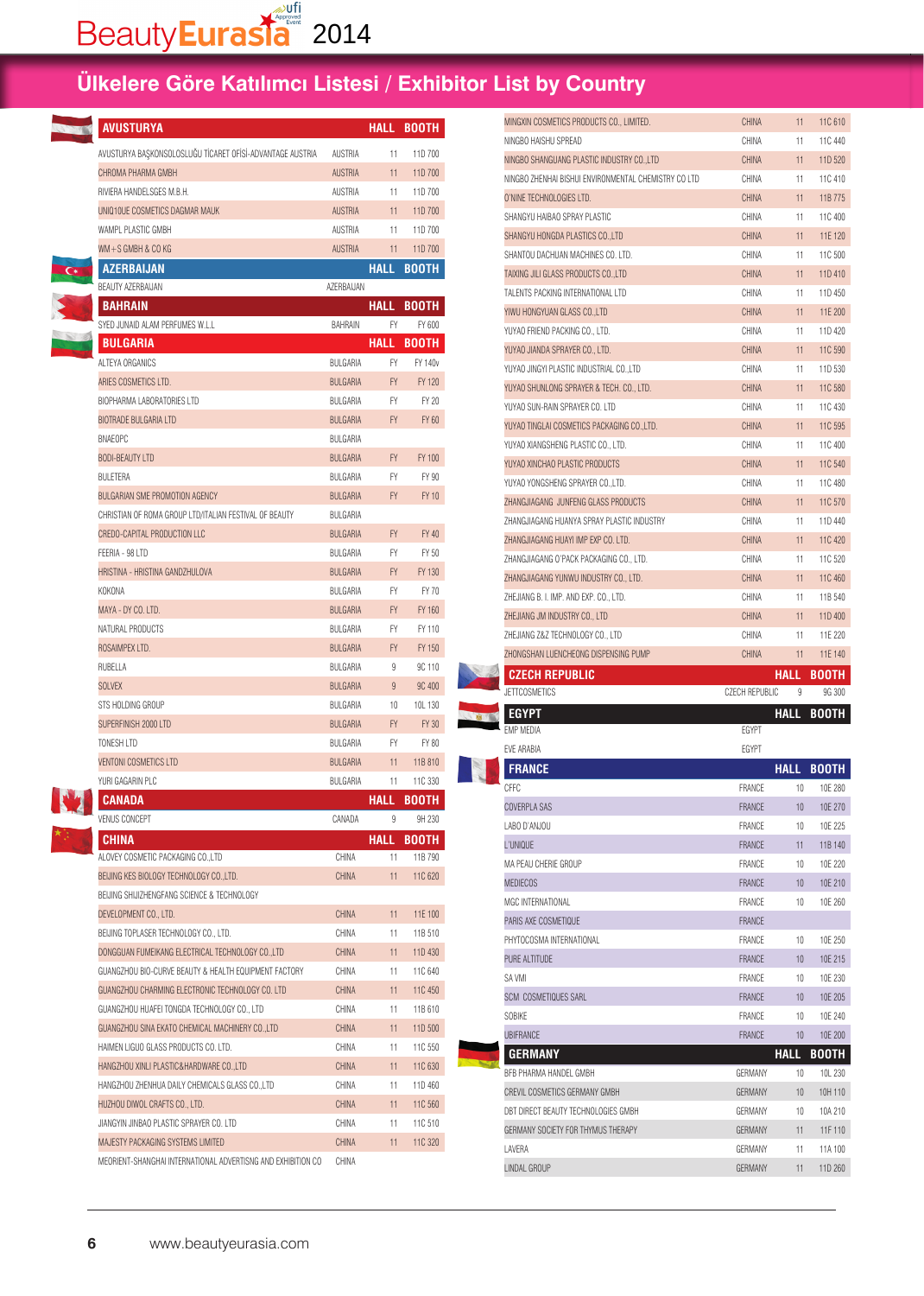# Ülkelere Göre Katılımcı Listesi / Exhibitor List by Country

## AVUSTURYA

| AVUSTURYA | | HALL | BOOTH |
|---|---|---|---|
| AVUSTURYA BAŞKONSOLOSLUĞU TİCARET OFİSİ-ADVANTAGE AUSTRIA | AUSTRIA | 11 | 11D 700 |
| CHROMA PHARMA GMBH | AUSTRIA | 11 | 11D 700 |
| RIVIERA HANDELSGES M.B.H. | AUSTRIA | 11 | 11D 700 |
| UNIQ10UE COSMETICS DAGMAR MAUK | AUSTRIA | 11 | 11D 700 |
| WAMPL PLASTIC GMBH | AUSTRIA | 11 | 11D 700 |
| WM+S GMBH & CO KG | AUSTRIA | 11 | 11D 700 |

## AZERBAIJAN

| AZERBAIJAN | | HALL | BOOTH |
|---|---|---|---|
| BEAUTY AZERBAIJAN | AZERBAIJAN | | |

## BAHRAIN

| BAHRAIN | | HALL | BOOTH |
|---|---|---|---|
| SYED JUNAID ALAM PERFUMES W.L.L | BAHRAIN | FY | FY 600 |

## BULGARIA

| BULGARIA | | HALL | BOOTH |
|---|---|---|---|
| ALTEYA ORGANICS | BULGARIA | FY | FY 140v |
| ARIES COSMETICS LTD. | BULGARIA | FY | FY 120 |
| BIOPHARMA LABORATORIES LTD | BULGARIA | FY | FY 20 |
| BIOTRADE BULGARIA LTD | BULGARIA | FY | FY 60 |
| BNAEOPC | BULGARIA | | |
| BODI-BEAUTY LTD | BULGARIA | FY | FY 100 |
| BULETERA | BULGARIA | FY | FY 90 |
| BULGARIAN SME PROMOTION AGENCY | BULGARIA | FY | FY 10 |
| CHRISTIAN OF ROMA GROUP LTD/ITALIAN FESTIVAL OF BEAUTY | BULGARIA | | |
| CREDO-CAPITAL PRODUCTION LLC | BULGARIA | FY | FY 40 |
| FEERIA - 98 LTD | BULGARIA | FY | FY 50 |
| HRISTINA - HRISTINA GANDZHULOVA | BULGARIA | FY | FY 130 |
| KOKONA | BULGARIA | FY | FY 70 |
| MAYA - DY CO. LTD. | BULGARIA | FY | FY 160 |
| NATURAL PRODUCTS | BULGARIA | FY | FY 110 |
| ROSAIMPEX LTD. | BULGARIA | FY | FY 150 |
| RUBELLA | BULGARIA | 9 | 9C 110 |
| SOLVEX | BULGARIA | 9 | 9C 400 |
| STS HOLDING GROUP | BULGARIA | 10 | 10L 130 |
| SUPERFINISH 2000 LTD | BULGARIA | FY | FY 30 |
| TONESH LTD | BULGARIA | FY | FY 80 |
| VENTONI COSMETICS LTD | BULGARIA | 11 | 11B 810 |
| YURI GAGARIN PLC | BULGARIA | 11 | 11C 330 |

## CANADA

| CANADA | | HALL | BOOTH |
|---|---|---|---|
| VENUS CONCEPT | CANADA | 9 | 9H 230 |

## CHINA

| CHINA | | HALL | BOOTH |
|---|---|---|---|
| ALOVEY COSMETIC PACKAGING CO.,LTD | CHINA | 11 | 11B 790 |
| BEIJING KES BIOLOGY TECHNOLOGY CO.,LTD. | CHINA | 11 | 11C 620 |
| BEIJING SHUIZHENGFANG SCIENCE & TECHNOLOGY DEVELOPMENT CO., LTD. | CHINA | 11 | 11E 100 |
| BEIJING TOPLASER TECHNOLOGY CO., LTD. | CHINA | 11 | 11B 510 |
| DONGGUAN FUMEIKANG ELECTRICAL TECHNOLOGY CO.,LTD | CHINA | 11 | 11D 430 |
| GUANGZHOU BIO-CURVE BEAUTY & HEALTH EQUIPMENT FACTORY | CHINA | 11 | 11C 640 |
| GUANGZHOU CHARMING ELECTRONIC TECHNOLOGY CO. LTD | CHINA | 11 | 11C 450 |
| GUANGZHOU HUAFEI TONGDA TECHNOLOGY CO., LTD | CHINA | 11 | 11B 610 |
| GUANGZHOU SINA EKATO CHEMICAL MACHINERY CO.,LTD | CHINA | 11 | 11D 500 |
| HAIMEN LIGUO GLASS PRODUCTS CO. LTD. | CHINA | 11 | 11C 550 |
| HANGZHOU XINLI PLASTIC&HARDWARE CO.,LTD | CHINA | 11 | 11C 630 |
| HANGZHOU ZHENHUA DAILY CHEMICALS GLASS CO.,LTD | CHINA | 11 | 11D 460 |
| HUZHOU DIWOL CRAFTS CO., LTD. | CHINA | 11 | 11C 560 |
| JIANGYIN JINBAO PLASTIC SPRAYER CO. LTD | CHINA | 11 | 11C 510 |
| MAJESTY PACKAGING SYSTEMS LIMITED | CHINA | 11 | 11C 320 |
| MEORIENT-SHANGHAI INTERNATIONAL ADVERTISNG AND EXHIBITION CO | CHINA | | |
| MINGXIN COSMETICS PRODUCTS CO., LIMITED. | CHINA | 11 | 11C 610 |
| NINGBO HAISHU SPREAD | CHINA | 11 | 11C 440 |
| NINGBO SHANGUANG PLASTIC INDUSTRY CO.,LTD | CHINA | 11 | 11D 520 |
| NINGBO ZHENHAI BISHUI ENVIRONMENTAL CHEMISTRY CO LTD | CHINA | 11 | 11C 410 |
| O'NINE TECHNOLOGIES LTD. | CHINA | 11 | 11B 775 |
| SHANGYU HAIBAO SPRAY PLASTIC | CHINA | 11 | 11C 400 |
| SHANGYU HONGDA PLASTICS CO.,LTD | CHINA | 11 | 11E 120 |
| SHANTOU DACHUAN MACHINES CO. LTD. | CHINA | 11 | 11C 500 |
| TAIXING JILI GLASS PRODUCTS CO.,LTD | CHINA | 11 | 11D 410 |
| TALENTS PACKING INTERNATIONAL LTD | CHINA | 11 | 11D 450 |
| YIWU HONGYUAN GLASS CO.,LTD | CHINA | 11 | 11E 200 |
| YUYAO FRIEND PACKING CO., LTD. | CHINA | 11 | 11D 420 |
| YUYAO JIANDA SPRAYER CO., LTD. | CHINA | 11 | 11C 590 |
| YUYAO JINGYI PLASTIC INDUSTRIAL CO.,LTD | CHINA | 11 | 11D 530 |
| YUYAO SHUNLONG SPRAYER & TECH. CO., LTD. | CHINA | 11 | 11C 580 |
| YUYAO SUN-RAIN SPRAYER CO. LTD | CHINA | 11 | 11C 430 |
| YUYAO TINGLAI COSMETICS PACKAGING CO.,LTD. | CHINA | 11 | 11C 595 |
| YUYAO XIANGSHENG PLASTIC CO., LTD. | CHINA | 11 | 11C 400 |
| YUYAO XINCHAO PLASTIC PRODUCTS | CHINA | 11 | 11C 540 |
| YUYAO YONGSHENG SPRAYER CO.,LTD. | CHINA | 11 | 11C 480 |
| ZHANGJIAGANG JUNFENG GLASS PRODUCTS | CHINA | 11 | 11C 570 |
| ZHANGJIAGANG HUANYA SPRAY PLASTIC INDUSTRY | CHINA | 11 | 11D 440 |
| ZHANGJIAGANG HUAYI IMP EXP CO. LTD. | CHINA | 11 | 11C 420 |
| ZHANGJIAGANG O'PACK PACKAGING CO., LTD. | CHINA | 11 | 11C 520 |
| ZHANGJIAGANG YUNWU INDUSTRY CO., LTD. | CHINA | 11 | 11C 460 |
| ZHEJIANG B. I. IMP. AND EXP. CO., LTD. | CHINA | 11 | 11B 540 |
| ZHEJIANG JM INDUSTRY CO., LTD | CHINA | 11 | 11D 400 |
| ZHEJIANG Z&Z TECHNOLOGY CO., LTD | CHINA | 11 | 11E 220 |
| ZHONGSHAN LUENCHEONG DISPENSING PUMP | CHINA | 11 | 11E 140 |

## CZECH REPUBLIC

| CZECH REPUBLIC | | HALL | BOOTH |
|---|---|---|---|
| JETTCOSMETICS | CZECH REPUBLIC | 9 | 9G 300 |

## EGYPT

| EGYPT | | HALL | BOOTH |
|---|---|---|---|
| EMP MEDIA | EGYPT | | |
| EVE ARABIA | EGYPT | | |

## FRANCE

| FRANCE | | HALL | BOOTH |
|---|---|---|---|
| CFFC | FRANCE | 10 | 10E 280 |
| COVERPLA SAS | FRANCE | 10 | 10E 270 |
| LABO D'ANJOU | FRANCE | 10 | 10E 225 |
| L'UNIQUE | FRANCE | 11 | 11B 140 |
| MA PEAU CHERIE GROUP | FRANCE | 10 | 10E 220 |
| MEDIECOS | FRANCE | 10 | 10E 210 |
| MGC INTERNATIONAL | FRANCE | 10 | 10E 260 |
| PARIS AXE COSMETIQUE | FRANCE | | |
| PHYTOCOSMA INTERNATIONAL | FRANCE | 10 | 10E 250 |
| PURE ALTITUDE | FRANCE | 10 | 10E 215 |
| SA VMI | FRANCE | 10 | 10E 230 |
| SCM COSMETIQUES SARL | FRANCE | 10 | 10E 205 |
| SOBIKE | FRANCE | 10 | 10E 240 |
| UBIFRANCE | FRANCE | 10 | 10E 200 |

## GERMANY

| GERMANY | | HALL | BOOTH |
|---|---|---|---|
| BFB PHARMA HANDEL GMBH | GERMANY | 10 | 10L 230 |
| CREVIL COSMETICS GERMANY GMBH | GERMANY | 10 | 10H 110 |
| DBT DIRECT BEAUTY TECHNOLOGIES GMBH | GERMANY | 10 | 10A 210 |
| GERMANY SOCIETY FOR THYMUS THERAPY | GERMANY | 11 | 11F 110 |
| LAVERA | GERMANY | 11 | 11A 100 |
| LINDAL GROUP | GERMANY | 11 | 11D 260 |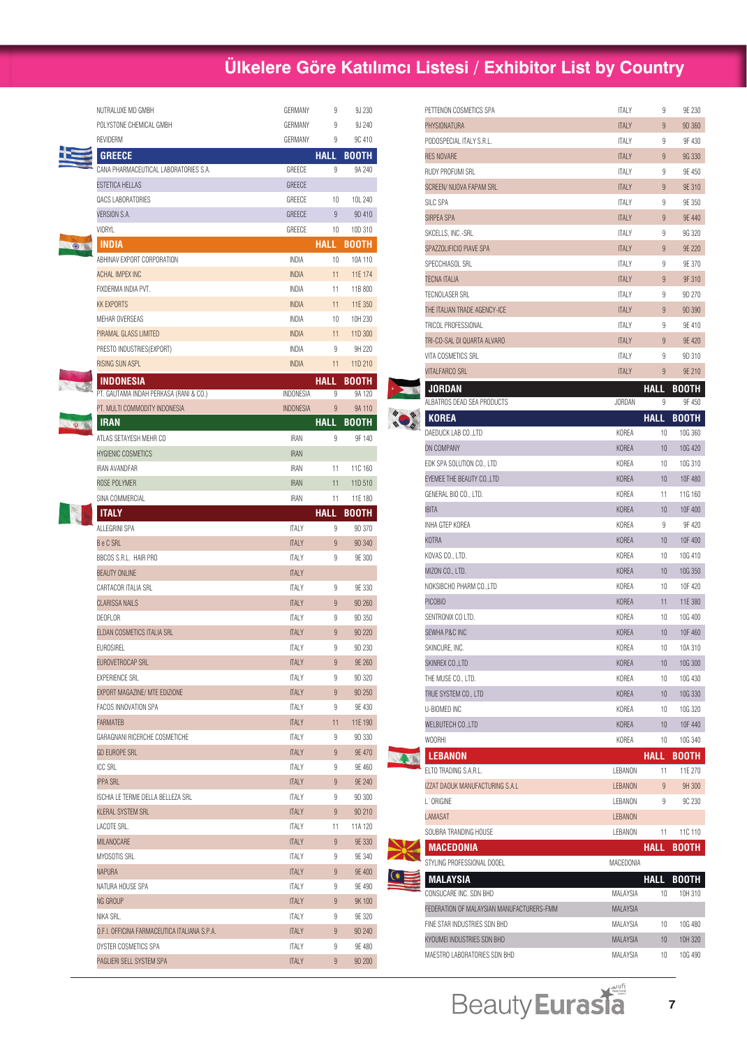# Ülkelere Göre Katılımcı Listesi / Exhibitor List by Country

| | | HALL | BOOTH |
|---|---|---|---|
| NUTRALUXE MD GMBH | GERMANY | 9 | 9J 230 |
| POLYSTONE CHEMICAL GMBH | GERMANY | 9 | 9J 240 |
| REVIDERM | GERMANY | 9 | 9C 410 |

## GREECE

| | | HALL | BOOTH |
|---|---|---|---|
| CANA PHARMACEUTICAL LABORATORIES S.A. | GREECE | 9 | 9A 240 |
| ESTETICA HELLAS | GREECE | | |
| QACS LABORATORIES | GREECE | 10 | 10L 240 |
| VERSION S.A. | GREECE | 9 | 9D 410 |
| VIORYL | GREECE | 10 | 10D 310 |

## INDIA

| | | HALL | BOOTH |
|---|---|---|---|
| ABHINAV EXPORT CORPORATION | INDIA | 10 | 10A 110 |
| ACHAL IMPEX INC | INDIA | 11 | 11E 174 |
| FIXDERMA INDIA PVT. | INDIA | 11 | 11B 800 |
| KK EXPORTS | INDIA | 11 | 11E 350 |
| MEHAR OVERSEAS | INDIA | 10 | 10H 230 |
| PIRAMAL GLASS LIMITED | INDIA | 11 | 11D 300 |
| PRESTO INDUSTRIES(EXPORT) | INDIA | 9 | 9H 220 |
| RISING SUN ASPL | INDIA | 11 | 11D 210 |

## INDONESIA

| | | HALL | BOOTH |
|---|---|---|---|
| PT. GAUTAMA INDAH PERKASA (RANI & CO.) | INDONESIA | 9 | 9A 120 |
| PT. MULTI COMMODITY INDONESIA | INDONESIA | 9 | 9A 110 |

## IRAN

| | | HALL | BOOTH |
|---|---|---|---|
| ATLAS SETAYESH MEHR CO | IRAN | 9 | 9F 140 |
| HYGIENIC COSMETICS | IRAN | | |
| IRAN AVANDFAR | IRAN | 11 | 11C 160 |
| ROSE POLYMER | IRAN | 11 | 11D 510 |
| SINA COMMERCIAL | IRAN | 11 | 11E 180 |

## ITALY

| | | HALL | BOOTH |
|---|---|---|---|
| ALLEGRINI SPA | ITALY | 9 | 9D 370 |
| B e C SRL | ITALY | 9 | 9D 340 |
| BBCOS S.R.L. HAIR PRO | ITALY | 9 | 9E 300 |
| BEAUTY ONLINE | ITALY | | |
| CARTACOR ITALIA SRL | ITALY | 9 | 9E 330 |
| CLARISSA NAILS | ITALY | 9 | 9D 260 |
| DEOFLOR | ITALY | 9 | 9D 350 |
| ELDAN COSMETICS ITALIA SRL | ITALY | 9 | 9D 220 |
| EUROSIREL | ITALY | 9 | 9D 230 |
| EUROVETROCAP SRL | ITALY | 9 | 9E 260 |
| EXPERIENCE SRL | ITALY | 9 | 9D 320 |
| EXPORT MAGAZINE/ MTE EDIZIONE | ITALY | 9 | 9D 250 |
| FACOS INNOVATION SPA | ITALY | 9 | 9E 430 |
| FARMATEB | ITALY | 11 | 11E 190 |
| GARAGNANI RICERCHE COSMETICHE | ITALY | 9 | 9D 330 |
| GD EUROPE SRL | ITALY | 9 | 9E 470 |
| ICC SRL | ITALY | 9 | 9E 460 |
| IPPA SRL | ITALY | 9 | 9E 240 |
| ISCHIA LE TERME DELLA BELLEZA SRL | ITALY | 9 | 9D 300 |
| KLERAL SYSTEM SRL | ITALY | 9 | 9D 210 |
| LACOTE SRL. | ITALY | 11 | 11A 120 |
| MILANOCARE | ITALY | 9 | 9E 330 |
| MYOSOTIS SRL | ITALY | 9 | 9E 340 |
| NAPURA | ITALY | 9 | 9E 400 |
| NATURA HOUSE SPA | ITALY | 9 | 9E 490 |
| NG GROUP | ITALY | 9 | 9K 100 |
| NIKA SRL. | ITALY | 9 | 9E 320 |
| O.F.I. OFFICINA FARMACEUTICA ITALIANA S.P.A. | ITALY | 9 | 9D 240 |
| OYSTER COSMETICS SPA | ITALY | 9 | 9E 480 |
| PAGLIERI SELL SYSTEM SPA | ITALY | 9 | 9D 200 |
| PETTENON COSMETICS SPA | ITALY | 9 | 9E 230 |
| PHYSIONATURA | ITALY | 9 | 9D 360 |
| PODOSPECIAL ITALY S.R.L. | ITALY | 9 | 9F 430 |
| RES NOVARE | ITALY | 9 | 9G 330 |
| RUDY PROFUMI SRL | ITALY | 9 | 9E 450 |
| SCREEN/ NUOVA FAPAM SRL | ITALY | 9 | 9E 310 |
| SILC SPA | ITALY | 9 | 9E 350 |
| SIRPEA SPA | ITALY | 9 | 9E 440 |
| SKCELLS, INC.-SRL | ITALY | 9 | 9G 320 |
| SPAZZOLIFICIO PIAVE SPA | ITALY | 9 | 9E 220 |
| SPECCHIASOL SRL | ITALY | 9 | 9E 370 |
| TECNA ITALIA | ITALY | 9 | 9F 310 |
| TECNOLASER SRL | ITALY | 9 | 9D 270 |
| THE ITALIAN TRADE AGENCY-ICE | ITALY | 9 | 9D 390 |
| TRICOL PROFESSIONAL | ITALY | 9 | 9E 410 |
| TRI-CO-SAL DI QUARTA ALVARO | ITALY | 9 | 9E 420 |
| VITA COSMETICS SRL | ITALY | 9 | 9D 310 |
| VITALFARCO SRL | ITALY | 9 | 9E 210 |

## JORDAN

| | | HALL | BOOTH |
|---|---|---|---|
| ALBATROS DEAD SEA PRODUCTS | JORDAN | 9 | 9F 450 |

## KOREA

| | | HALL | BOOTH |
|---|---|---|---|
| DAEDUCK LAB CO.,LTD | KOREA | 10 | 10G 360 |
| DN COMPANY | KOREA | 10 | 10G 420 |
| EDK SPA SOLUTION CO., LTD | KOREA | 10 | 10G 310 |
| EYEMEE THE BEAUTY CO.,LTD | KOREA | 10 | 10F 480 |
| GENERAL BIO CO., LTD. | KOREA | 11 | 11G 160 |
| IBITA | KOREA | 10 | 10F 400 |
| INHA GTEP KOREA | KOREA | 9 | 9F 420 |
| KOTRA | KOREA | 10 | 10F 400 |
| KOVAS CO., LTD. | KOREA | 10 | 10G 410 |
| MIZON CO., LTD. | KOREA | 10 | 10G 350 |
| NOKSIBCHO PHARM CO.,LTD | KOREA | 10 | 10F 420 |
| PICOBIO | KOREA | 11 | 11E 380 |
| SENTRONIX CO LTD. | KOREA | 10 | 10G 400 |
| SEWHA P&C INC | KOREA | 10 | 10F 460 |
| SKINCURE, INC. | KOREA | 10 | 10A 310 |
| SKINREX CO.,LTD | KOREA | 10 | 10G 300 |
| THE MUSE CO., LTD. | KOREA | 10 | 10G 430 |
| TRUE SYSTEM CO., LTD | KOREA | 10 | 10G 330 |
| U-BIOMED INC | KOREA | 10 | 10G 320 |
| WELBUTECH CO.,LTD | KOREA | 10 | 10F 440 |
| WOORHI | KOREA | 10 | 10G 340 |

## LEBANON

| | | HALL | BOOTH |
|---|---|---|---|
| ELTO TRADING S.A.R.L. | LEBANON | 11 | 11E 270 |
| IZZAT DAOUK MANUFACTURING S.A.L | LEBANON | 9 | 9H 300 |
| L`ORIGINE | LEBANON | 9 | 9C 230 |
| LAMASAT | LEBANON | | |
| SOUBRA TRANDING HOUSE | LEBANON | 11 | 11C 110 |

## MACEDONIA

| | | HALL | BOOTH |
|---|---|---|---|
| STYLING PROFESSIONAL DOOEL | MACEDONIA | | |

## MALAYSIA

| | | HALL | BOOTH |
|---|---|---|---|
| CONSUCARE INC. SDN BHD | MALAYSIA | 10 | 10H 310 |
| FEDERATION OF MALAYSIAN MANUFACTURERS-FMM | MALAYSIA | | |
| FINE STAR INDUSTRIES SDN BHD | MALAYSIA | 10 | 10G 480 |
| KYOUMEI INDUSTRIES SDN BHD | MALAYSIA | 10 | 10H 320 |
| MAESTRO LABORATORIES SDN BHD | MALAYSIA | 10 | 10G 490 |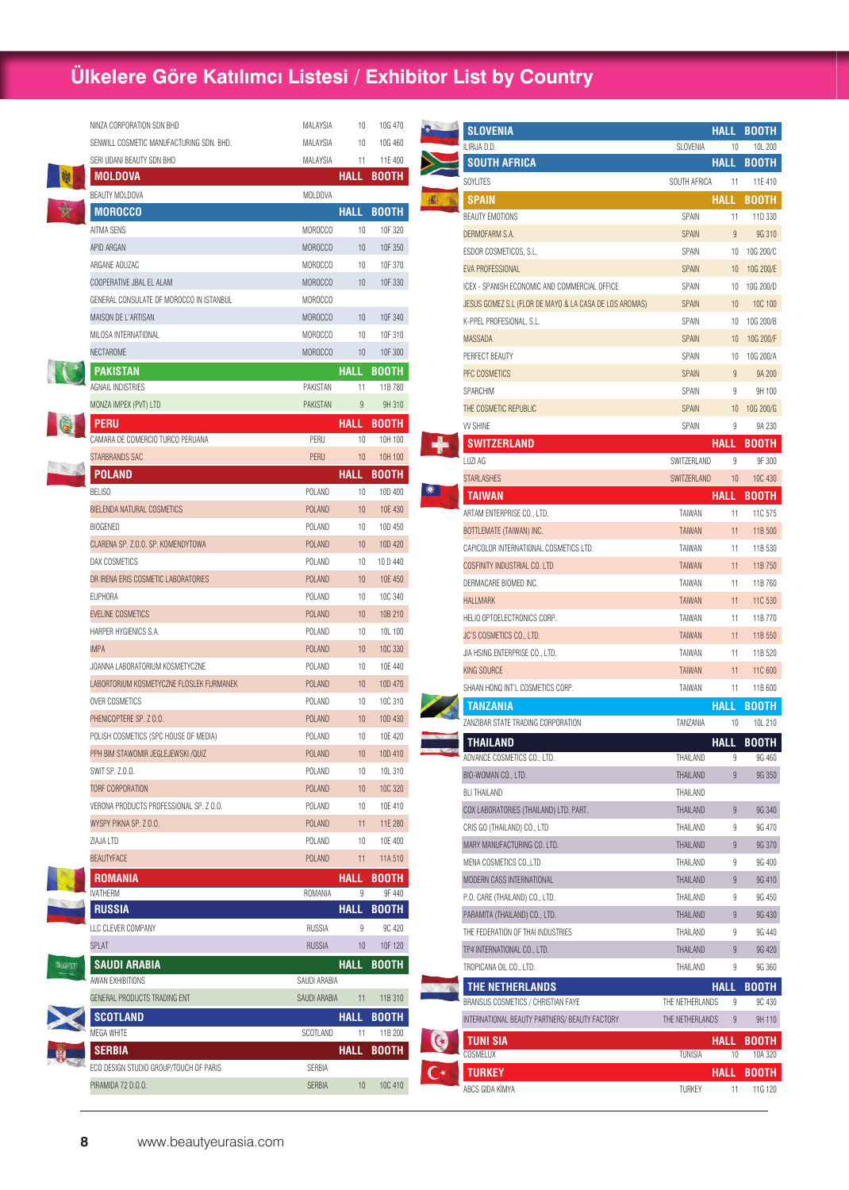# Ülkelere Göre Katılımcı Listesi / Exhibitor List by Country

| Company | Country | Hall | Booth |
|---|---|---|---|
| NINZA CORPORATION SDN BHD | MALAYSIA | 10 | 10G 470 |
| SENWILL COSMETIC MANUFACTURING SDN. BHD. | MALAYSIA | 10 | 10G 460 |
| SERI UDANI BEAUTY SDN BHD | MALAYSIA | 11 | 11E 400 |

## MOLDOVA

| Company | Country | HALL | BOOTH |
|---|---|---|---|
| BEAUTY MOLDOVA | MOLDOVA | | |

## MOROCCO

| Company | Country | HALL | BOOTH |
|---|---|---|---|
| AITMA SENS | MOROCCO | 10 | 10F 320 |
| APID ARGAN | MOROCCO | 10 | 10F 350 |
| ARGANE AOUZAC | MOROCCO | 10 | 10F 370 |
| COOPERATIVE JBAL EL ALAM | MOROCCO | 10 | 10F 330 |
| GENERAL CONSULATE OF MOROCCO IN ISTANBUL | MOROCCO | | |
| MAISON DE L'ARTISAN | MOROCCO | 10 | 10F 340 |
| MILOSA INTERNATIONAL | MOROCCO | 10 | 10F 310 |
| NECTAROME | MOROCCO | 10 | 10F 300 |

## PAKISTAN

| Company | Country | HALL | BOOTH |
|---|---|---|---|
| AGNAIL INDISTRIES | PAKISTAN | 11 | 11B 780 |
| MONZA IMPEX (PVT) LTD | PAKISTAN | 9 | 9H 310 |

## PERU

| Company | Country | HALL | BOOTH |
|---|---|---|---|
| CAMARA DE COMERCIO TURCO PERUANA | PERU | 10 | 10H 100 |
| STARBRANDS SAC | PERU | 10 | 10H 100 |

## POLAND

| Company | Country | HALL | BOOTH |
|---|---|---|---|
| BELISO | POLAND | 10 | 10D 400 |
| BIELENDA NATURAL COSMETICS | POLAND | 10 | 10E 430 |
| BIOGENED | POLAND | 10 | 10D 450 |
| CLARENA SP. Z.O.O. SP. KOMENDYTOWA | POLAND | 10 | 10D 420 |
| DAX COSMETICS | POLAND | 10 | 10 D 440 |
| DR IRENA ERIS COSMETIC LABORATORIES | POLAND | 10 | 10E 450 |
| EUPHORA | POLAND | 10 | 10C 340 |
| EVELINE COSMETICS | POLAND | 10 | 10B 210 |
| HARPER HYGIENICS S.A. | POLAND | 10 | 10L 100 |
| IMPA | POLAND | 10 | 10C 330 |
| JOANNA LABORATORIUM KOSMETYCZNE | POLAND | 10 | 10E 440 |
| LABORTORIUM KOSMETYCZNE FLOSLEK FURMANEK | POLAND | 10 | 10D 470 |
| OVER COSMETICS | POLAND | 10 | 10C 310 |
| PHENICOPTERE SP. Z 0.0. | POLAND | 10 | 10D 430 |
| POLISH COSMETICS (SPC HOUSE OF MEDIA) | POLAND | 10 | 10E 420 |
| PPH BIM STAWOMIR JEGLEJEWSKI /QUIZ | POLAND | 10 | 10D 410 |
| SWIT SP. Z.0.0. | POLAND | 10 | 10L 310 |
| TORF CORPORATION | POLAND | 10 | 10C 320 |
| VERONA PRODUCTS PROFESSIONAL SP. Z 0.0. | POLAND | 10 | 10E 410 |
| WYSPY PIKNA SP. Z 0.0. | POLAND | 11 | 11E 280 |
| ZIAJA LTD | POLAND | 10 | 10E 400 |
| BEAUTYFACE | POLAND | 11 | 11A 510 |

## ROMANIA

| Company | Country | HALL | BOOTH |
|---|---|---|---|
| IVATHERM | ROMANIA | 9 | 9F 440 |

## RUSSIA

| Company | Country | HALL | BOOTH |
|---|---|---|---|
| LLC CLEVER COMPANY | RUSSIA | 9 | 9C 420 |
| SPLAT | RUSSIA | 10 | 10F 120 |

## SAUDI ARABIA

| Company | Country | HALL | BOOTH |
|---|---|---|---|
| AWAN EXHIBITIONS | SAUDI ARABIA | | |
| GENERAL PRODUCTS TRADING ENT | SAUDI ARABIA | 11 | 11B 310 |

## SCOTLAND

| Company | Country | HALL | BOOTH |
|---|---|---|---|
| MEGA WHITE | SCOTLAND | 11 | 11B 200 |

## SERBIA

| Company | Country | HALL | BOOTH |
|---|---|---|---|
| ECO DESIGN STUDIO GROUP/TOUCH OF PARIS | SERBIA | | |
| PIRAMIDA 72 D.O.O. | SERBIA | 10 | 10C 410 |

## SLOVENIA

| Company | Country | HALL | BOOTH |
|---|---|---|---|
| ILIRIJA D.D. | SLOVENIA | 10 | 10L 200 |

## SOUTH AFRICA

| Company | Country | HALL | BOOTH |
|---|---|---|---|
| SOYLITES | SOUTH AFRICA | 11 | 11E 410 |

## SPAIN

| Company | Country | HALL | BOOTH |
|---|---|---|---|
| BEAUTY EMOTIONS | SPAIN | 11 | 11D 330 |
| DERMOFARM S.A. | SPAIN | 9 | 9G 310 |
| ESDOR COSMETICOS, S.L. | SPAIN | 10 | 10G 200/C |
| EVA PROFESSIONAL | SPAIN | 10 | 10G 200/E |
| ICEX - SPANISH ECONOMIC AND COMMERCIAL OFFICE | SPAIN | 10 | 10G 200/D |
| JESUS GOMEZ S.L (FLOR DE MAYO & LA CASA DE LOS AROMAS) | SPAIN | 10 | 10C 100 |
| K-PPEL PROFESIONAL, S.L. | SPAIN | 10 | 10G 200/B |
| MASSADA | SPAIN | 10 | 10G 200/F |
| PERFECT BEAUTY | SPAIN | 10 | 10G 200/A |
| PFC COSMETICS | SPAIN | 9 | 9A 200 |
| SPARCHIM | SPAIN | 9 | 9H 100 |
| THE COSMETIC REPUBLIC | SPAIN | 10 | 10G 200/G |
| W SHINE | SPAIN | 9 | 9A 230 |

## SWITZERLAND

| Company | Country | HALL | BOOTH |
|---|---|---|---|
| LUZI AG | SWITZERLAND | 9 | 9F 300 |
| STARLASHES | SWITZERLAND | 10 | 10C 430 |

## TAIWAN

| Company | Country | HALL | BOOTH |
|---|---|---|---|
| ARTAM ENTERPRISE CO., LTD. | TAIWAN | 11 | 11C 575 |
| BOTTLEMATE (TAIWAN) INC. | TAIWAN | 11 | 11B 500 |
| CAPICOLOR INTERNATIONAL COSMETICS LTD. | TAIWAN | 11 | 11B 530 |
| COSFINITY INDUSTRIAL CO. LTD | TAIWAN | 11 | 11B 750 |
| DERMACARE BIOMED INC. | TAIWAN | 11 | 11B 760 |
| HALLMARK | TAIWAN | 11 | 11C 530 |
| HELIO OPTOELECTRONICS CORP. | TAIWAN | 11 | 11B 770 |
| JC'S COSMETICS CO., LTD. | TAIWAN | 11 | 11B 550 |
| JIA HSING ENTERPRISE CO., LTD. | TAIWAN | 11 | 11B 520 |
| KING SOURCE | TAIWAN | 11 | 11C 600 |
| SHAAN HONQ INT'L COSMETICS CORP. | TAIWAN | 11 | 11B 600 |

## TANZANIA

| Company | Country | HALL | BOOTH |
|---|---|---|---|
| ZANZIBAR STATE TRADING CORPORATION | TANZANIA | 10 | 10L 210 |

## THAILAND

| Company | Country | HALL | BOOTH |
|---|---|---|---|
| ADVANCE COSMETICS CO., LTD. | THAILAND | 9 | 9G 460 |
| BIO-WOMAN CO., LTD. | THAILAND | 9 | 9G 350 |
| BLI THAILAND | THAILAND | | |
| COX LABORATORIES (THAILAND) LTD. PART. | THAILAND | 9 | 9G 340 |
| CRIS GO (THAILAND) CO., LTD | THAILAND | 9 | 9G 470 |
| MARY MANUFACTURING CO. LTD. | THAILAND | 9 | 9G 370 |
| MENA COSMETICS CO.,LTD | THAILAND | 9 | 9G 400 |
| MODERN CASS INTERNATIONAL | THAILAND | 9 | 9G 410 |
| P.O. CARE (THAILAND) CO., LTD. | THAILAND | 9 | 9G 450 |
| PARAMITA (THAILAND) CO., LTD. | THAILAND | 9 | 9G 430 |
| THE FEDERATION OF THAI INDUSTRIES | THAILAND | 9 | 9G 440 |
| TP4 INTERNATIONAL CO., LTD. | THAILAND | 9 | 9G 420 |
| TROPICANA OIL CO., LTD. | THAILAND | 9 | 9G 360 |

## THE NETHERLANDS

| Company | Country | HALL | BOOTH |
|---|---|---|---|
| BRANSUS COSMETICS / CHRISTIAN FAYE | THE NETHERLANDS | 9 | 9C 430 |
| INTERNATIONAL BEAUTY PARTNERS/ BEAUTY FACTORY | THE NETHERLANDS | 9 | 9H 110 |

## TUNI SIA

| Company | Country | HALL | BOOTH |
|---|---|---|---|
| COSMELUX | TUNISIA | 10 | 10A 320 |

## TURKEY

| Company | Country | HALL | BOOTH |
|---|---|---|---|
| ABCS GIDA KİMYA | TURKEY | 11 | 11G 120 |

www.beautyeurasia.com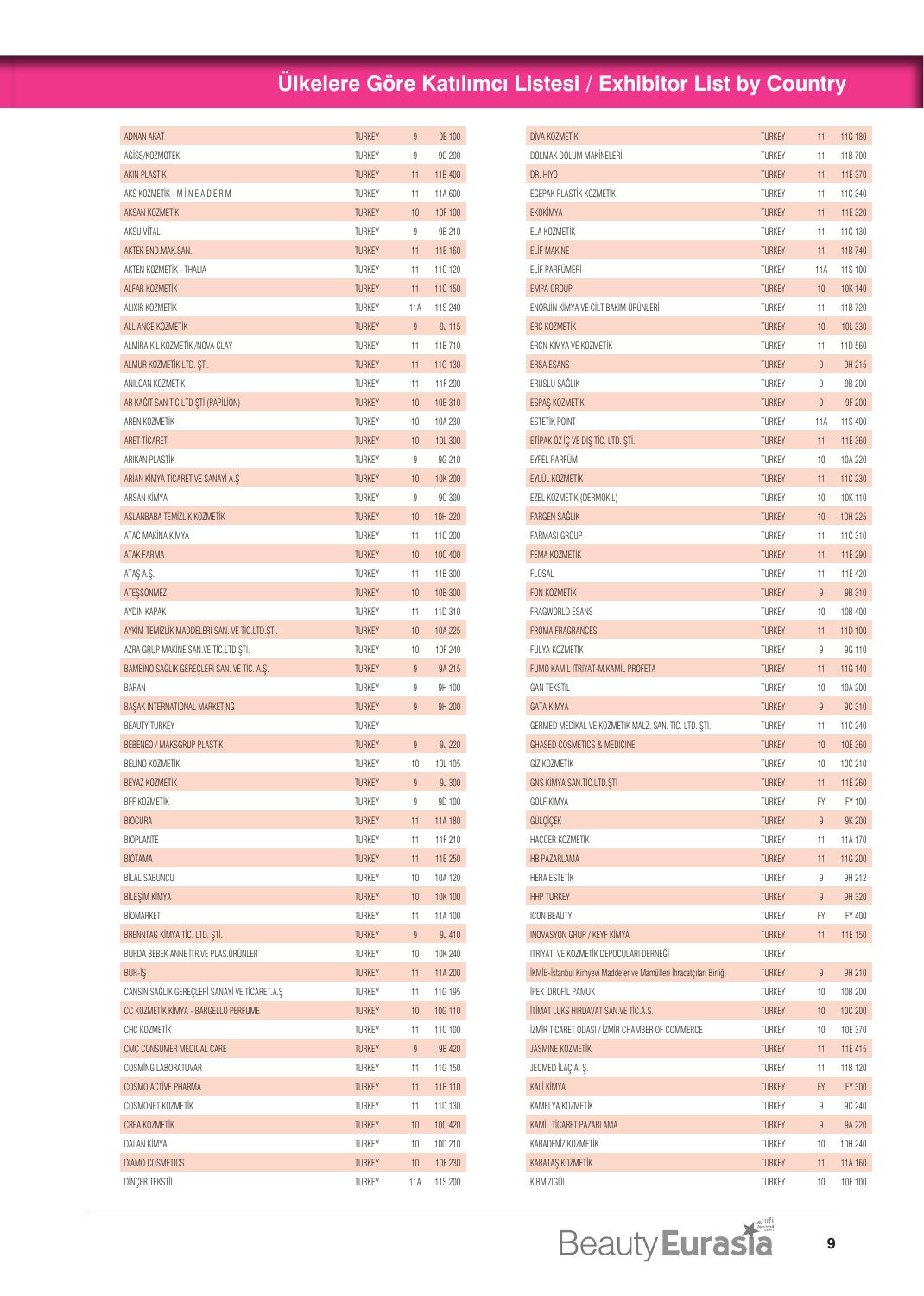# Ülkelere Göre Katılımcı Listesi / Exhibitor List by Country

| | | | |
|---|---|---|---|
| ADNAN AKAT | TURKEY | 9 | 9E 100 |
| AGİSS/KOZMOTEK | TURKEY | 9 | 9C 200 |
| AKIN PLASTİK | TURKEY | 11 | 11B 400 |
| AKS KOZMETİK - M İ N E A D E R M | TURKEY | 11 | 11A 600 |
| AKSAN KOZMETİK | TURKEY | 10 | 10F 100 |
| AKSU VİTAL | TURKEY | 9 | 9B 210 |
| AKTEK END.MAK.SAN. | TURKEY | 11 | 11E 160 |
| AKTEN KOZMETİK - THALIA | TURKEY | 11 | 11C 120 |
| ALFAR KOZMETİK | TURKEY | 11 | 11C 150 |
| ALIXIR KOZMETİK | TURKEY | 11A | 11S 240 |
| ALLIANCE KOZMETİK | TURKEY | 9 | 9J 115 |
| ALMİRA KİL KOZMETİK /NOVA CLAY | TURKEY | 11 | 11B 710 |
| ALMUR KOZMETİK LTD. ŞTİ. | TURKEY | 11 | 11G 130 |
| ANILCAN KOZMETİK | TURKEY | 11 | 11F 200 |
| AR KAĞIT SAN TİC LTD ŞTİ (PAPİLİON) | TURKEY | 10 | 10B 310 |
| AREN KOZMETİK | TURKEY | 10 | 10A 230 |
| ARET TİCARET | TURKEY | 10 | 10L 300 |
| ARIKAN PLASTİK | TURKEY | 9 | 9G 210 |
| ARİAN KİMYA TİCARET VE SANAYİ A.Ş | TURKEY | 10 | 10K 200 |
| ARSAN KİMYA | TURKEY | 9 | 9C 300 |
| ASLANBABA TEMİZLİK KOZMETİK | TURKEY | 10 | 10H 220 |
| ATAC MAKİNA KİMYA | TURKEY | 11 | 11C 200 |
| ATAK FARMA | TURKEY | 10 | 10C 400 |
| ATAŞ A.Ş. | TURKEY | 11 | 11B 300 |
| ATEŞSÖNMEZ | TURKEY | 10 | 10B 300 |
| AYDIN KAPAK | TURKEY | 11 | 11D 310 |
| AYKİM TEMİZLİK MADDELERİ SAN. VE TİC.LTD.ŞTİ. | TURKEY | 10 | 10A 225 |
| AZRA GRUP MAKİNE SAN.VE TİC.LTD.ŞTİ. | TURKEY | 10 | 10F 240 |
| BAMBİNO SAĞLIK GEREÇLERİ SAN. VE TİC. A.Ş. | TURKEY | 9 | 9A 215 |
| BARAN | TURKEY | 9 | 9H 100 |
| BAŞAK INTERNATIONAL MARKETING | TURKEY | 9 | 9H 200 |
| BEAUTY TURKEY | TURKEY | | |
| BEBENEO / MAKSGRUP PLASTİK | TURKEY | 9 | 9J 220 |
| BELİNO KOZMETİK | TURKEY | 10 | 10L 105 |
| BEYAZ KOZMETİK | TURKEY | 9 | 9J 300 |
| BFF KOZMETİK | TURKEY | 9 | 9D 100 |
| BIOCURA | TURKEY | 11 | 11A 180 |
| BIOPLANTE | TURKEY | 11 | 11F 210 |
| BIOTAMA | TURKEY | 11 | 11E 250 |
| BİLAL SABUNCU | TURKEY | 10 | 10A 120 |
| BİLEŞİM KİMYA | TURKEY | 10 | 10K 100 |
| BİOMARKET | TURKEY | 11 | 11A 100 |
| BRENNTAG KİMYA TİC. LTD. ŞTİ. | TURKEY | 9 | 9J 410 |
| BURDA BEBEK ANNE İTR.VE PLAS.ÜRÜNLER | TURKEY | 10 | 10K 240 |
| BUR-İŞ | TURKEY | 11 | 11A 200 |
| CANSIN SAĞLIK GEREÇLERİ SANAYİ VE TİCARET A.Ş | TURKEY | 11 | 11G 195 |
| CC KOZMETİK KİMYA - BARGELLO PERFUME | TURKEY | 10 | 10G 110 |
| CHC KOZMETİK | TURKEY | 11 | 11C 100 |
| CMC CONSUMER MEDICAL CARE | TURKEY | 9 | 9B 420 |
| COSMİNG LABORATUVAR | TURKEY | 11 | 11G 150 |
| COSMO ACTİVE PHARMA | TURKEY | 11 | 11B 110 |
| COSMONET KOZMETİK | TURKEY | 11 | 11D 130 |
| CREA KOZMETİK | TURKEY | 10 | 10C 420 |
| DALAN KİMYA | TURKEY | 10 | 10D 210 |
| DIAMO COSMETICS | TURKEY | 10 | 10F 230 |
| DİNÇER TEKSTİL | TURKEY | 11A | 11S 200 |
| DİVA KOZMETİK | TURKEY | 11 | 11G 180 |
| DOLMAK DOLUM MAKİNELERİ | TURKEY | 11 | 11B 700 |
| DR. HIYO | TURKEY | 11 | 11E 370 |
| EGEPAK PLASTİK KOZMETİK | TURKEY | 11 | 11C 340 |
| EKOKİMYA | TURKEY | 11 | 11E 320 |
| ELA KOZMETİK | TURKEY | 11 | 11C 130 |
| ELİF MAKİNE | TURKEY | 11 | 11B 740 |
| ELİF PARFÜMERİ | TURKEY | 11A | 11S 100 |
| EMPA GROUP | TURKEY | 10 | 10K 140 |
| ENORJİN KİMYA VE CİLT BAKIM ÜRÜNLERİ | TURKEY | 11 | 11B 720 |
| ERC KOZMETİK | TURKEY | 10 | 10L 330 |
| ERCN KİMYA VE KOZMETİK | TURKEY | 11 | 11D 560 |
| ERSA ESANS | TURKEY | 9 | 9H 215 |
| ERUSLU SAĞLIK | TURKEY | 9 | 9B 200 |
| ESPAŞ KOZMETİK | TURKEY | 9 | 9F 200 |
| ESTETİK POINT | TURKEY | 11A | 11S 400 |
| ETİPAK ÖZ İÇ VE DIŞ TİC. LTD. ŞTİ. | TURKEY | 11 | 11E 360 |
| EYFEL PARFÜM | TURKEY | 10 | 10A 220 |
| EYLÜL KOZMETİK | TURKEY | 11 | 11C 230 |
| EZEL KOZMETİK (DERMOKİL) | TURKEY | 10 | 10K 110 |
| FARGEN SAĞLIK | TURKEY | 10 | 10H 225 |
| FARMASI GROUP | TURKEY | 11 | 11C 310 |
| FEMA KOZMETİK | TURKEY | 11 | 11E 290 |
| FLOSAL | TURKEY | 11 | 11E 420 |
| FON KOZMETİK | TURKEY | 9 | 9B 310 |
| FRAGWORLD ESANS | TURKEY | 10 | 10B 400 |
| FROMA FRAGRANCES | TURKEY | 11 | 11D 100 |
| FULYA KOZMETİK | TURKEY | 9 | 9G 110 |
| FUMO KAMİL İTRİYAT-M.KAMİL PROFETA | TURKEY | 11 | 11G 140 |
| GAN TEKSTİL | TURKEY | 10 | 10A 200 |
| GATA KİMYA | TURKEY | 9 | 9C 310 |
| GERMED MEDİKAL VE KOZMETİK MALZ. SAN. TİC. LTD. ŞTİ. | TURKEY | 11 | 11C 240 |
| GHASED COSMETICS & MEDICINE | TURKEY | 10 | 10E 360 |
| GİZ KOZMETİK | TURKEY | 10 | 10C 210 |
| GNS KİMYA SAN.TİC.LTD.ŞTİ | TURKEY | 11 | 11E 260 |
| GOLF KİMYA | TURKEY | FY | FY 100 |
| GÜLÇİÇEK | TURKEY | 9 | 9K 200 |
| HACCER KOZMETİK | TURKEY | 11 | 11A 170 |
| HB PAZARLAMA | TURKEY | 11 | 11G 200 |
| HERA ESTETİK | TURKEY | 9 | 9H 212 |
| HHP TURKEY | TURKEY | 9 | 9H 320 |
| ICON BEAUTY | TURKEY | FY | FY 400 |
| INOVASYON GRUP / KEYF KİMYA | TURKEY | 11 | 11E 150 |
| ITRİYAT VE KOZMETİK DEPOCULARI DERNEĞİ | TURKEY | | |
| İKMİB-İstanbul Kimyevi Maddeler ve Mamülleri İhracatçıları Birliği | TURKEY | 9 | 9H 210 |
| İPEK İDROFİL PAMUK | TURKEY | 10 | 10B 200 |
| İTİMAT LUKS HIRDAVAT SAN.VE TİC.A.S. | TURKEY | 10 | 10C 200 |
| İZMİR TİCARET ODASI / İZMİR CHAMBER OF COMMERCE | TURKEY | 10 | 10E 370 |
| JASMINE KOZMETİK | TURKEY | 11 | 11E 415 |
| JEOMED İLAÇ A. Ş. | TURKEY | 11 | 11B 120 |
| KALİ KİMYA | TURKEY | FY | FY 300 |
| KAMELYA KOZMETİK | TURKEY | 9 | 9C 240 |
| KAMİL TİCARET PAZARLAMA | TURKEY | 9 | 9A 220 |
| KARADENİZ KOZMETİK | TURKEY | 10 | 10H 240 |
| KARATAŞ KOZMETİK | TURKEY | 11 | 11A 160 |
| KIRMIZIGÜL | TURKEY | 10 | 10E 100 |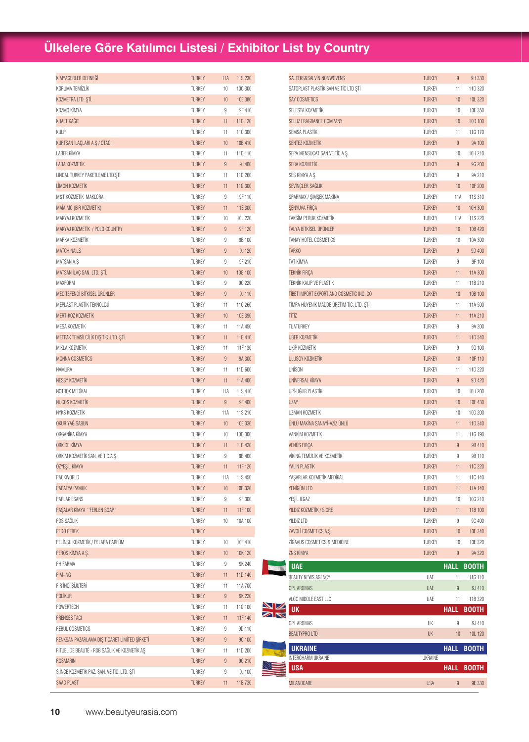# Ülkelere Göre Katılımcı Listesi / Exhibitor List by Country

| | | | |
|---|---|---|---|
| KİMYAGERLER DERNEĞİ | TURKEY | 11A | 11S 230 |
| KORUMA TEMİZLİK | TURKEY | 10 | 10C 300 |
| KOZMETRA LTD. ŞTİ. | TURKEY | 10 | 10E 380 |
| KOZMO KİMYA | TURKEY | 9 | 9F 410 |
| KRAFT KAĞIT | TURKEY | 11 | 11D 120 |
| KULP | TURKEY | 11 | 11C 300 |
| KURTSAN İLAÇLARI A.Ş / OTACI | TURKEY | 10 | 10B 410 |
| LABER KİMYA | TURKEY | 11 | 11D 110 |
| LARA KOZMETİK | TURKEY | 9 | 9J 400 |
| LINDAL TURKEY PAKETLEME LTD.ŞTİ | TURKEY | 11 | 11D 260 |
| LİMON KOZMETİK | TURKEY | 11 | 11G 300 |
| M&T KOZMETİK MAKLORA | TURKEY | 9 | 9F 110 |
| MAİA MC (BİR KOZMETİK) | TURKEY | 11 | 11E 300 |
| MAKYAJ KOZMETİK | TURKEY | 10 | 10L 220 |
| MAKYAJ KOZMETİK / POLO COUNTRY | TURKEY | 9 | 9F 120 |
| MARKA KOZMETİK | TURKEY | 9 | 9B 100 |
| MATCH NAILS | TURKEY | 9 | 9J 120 |
| MATSAN A.Ş | TURKEY | 9 | 9F 210 |
| MATSAN İLAÇ SAN. LTD. ŞTİ. | TURKEY | 10 | 10G 100 |
| MAXFORM | TURKEY | 9 | 9C 220 |
| MECİTEFENDİ BİTKİSEL ÜRÜNLER | TURKEY | 9 | 9J 110 |
| MEPLAST PLASTİK TEKNOLOJİ | TURKEY | 11 | 11C 260 |
| MERT-KOZ KOZMETİK | TURKEY | 10 | 10E 390 |
| MESA KOZMETİK | TURKEY | 11 | 11A 450 |
| METPAK TEMSİLCİLİK DIŞ TİC. LTD. ŞTİ. | TURKEY | 11 | 11B 410 |
| MİKLA KOZMETİK | TURKEY | 11 | 11F 130 |
| MONNA COSMETİCS | TURKEY | 9 | 9A 300 |
| NAMURA | TURKEY | 11 | 11D 600 |
| NESSY KOZMETİK | TURKEY | 11 | 11A 400 |
| NOTROX MEDİKAL | TURKEY | 11A | 11S 410 |
| NUCOS KOZMETİK | TURKEY | 9 | 9F 400 |
| NYKS KOZMETİK | TURKEY | 11A | 11S 210 |
| OKUR YAĞ SABUN | TURKEY | 10 | 10E 330 |
| ORGANİKA KİMYA | TURKEY | 10 | 10D 300 |
| ORKİDE KİMYA | TURKEY | 11 | 11B 420 |
| ORKİM KOZMETİK SAN. VE TİC.A.Ş. | TURKEY | 9 | 9B 400 |
| ÖZYEŞİL KİMYA | TURKEY | 11 | 11F 120 |
| PACKWORLD | TURKEY | 11A | 11S 450 |
| PAPATYA PAMUK | TURKEY | 10 | 10B 320 |
| PARLAK ESANS | TURKEY | 9 | 9F 300 |
| PAŞALAR KİMYA "FERLEN SOAP" | TURKEY | 11 | 11F 100 |
| PDS SAĞLIK | TURKEY | 10 | 10A 100 |
| PEDO BEBEK | TURKEY | | |
| PELİNSU KOZMETİK / PELARA PARFÜM | TURKEY | 10 | 10F 410 |
| PEROS KİMYA A.Ş. | TURKEY | 10 | 10K 120 |
| PH FARMA | TURKEY | 9 | 9K 240 |
| PIM-ING | TURKEY | 11 | 11D 140 |
| PİR İNCİ BİJUTERİ | TURKEY | 11 | 11A 700 |
| POLİKUR | TURKEY | 9 | 9K 220 |
| POWERTECH | TURKEY | 11 | 11G 100 |
| PRENSES TACI | TURKEY | 11 | 11F 140 |
| REBUL COSMETICS | TURKEY | 9 | 9D 110 |
| RENKSAN PAZARLAMA DIŞ TİCARET LİMİTED ŞİRKETİ | TURKEY | 9 | 9C 100 |
| RİTUEL DE BEAUTÉ - RDB SAĞLIK VE KOZMETİK AŞ | TURKEY | 11 | 11D 200 |
| ROSMARIN | TURKEY | 9 | 9C 210 |
| S.İNCE KOZMETİK PAZ. SAN. VE TİC. LTD. ŞTİ | TURKEY | 9 | 9J 100 |
| SAAD PLAST | TURKEY | 11 | 11B 730 |
| SALTEKS&SALVİN NONWOVENS | TURKEY | 9 | 9H 330 |
| SATOPLAST PLASTİK SAN VE TİC LTD ŞTİ | TURKEY | 11 | 11D 320 |
| SAY COSMETICS | TURKEY | 10 | 10L 320 |
| SELESTA KOZMETİK | TURKEY | 10 | 10E 350 |
| SELUZ FRAGRANCE COMPANY | TURKEY | 10 | 10D 100 |
| SEMSA PLASTİK | TURKEY | 11 | 11G 170 |
| SENTEZ KOZMETİK | TURKEY | 9 | 9A 100 |
| SEPA MENSUCAT SAN.VE TİC.A.Ş. | TURKEY | 10 | 10H 210 |
| SERA KOZMETİK | TURKEY | 9 | 9G 200 |
| SES KİMYA A.Ş. | TURKEY | 9 | 9A 210 |
| SEVİNÇLER SAĞLIK | TURKEY | 10 | 10F 200 |
| SPARMAX / ŞİMŞEK MAKİNA | TURKEY | 11A | 11S 310 |
| ŞENYUVA FIRÇA | TURKEY | 10 | 10H 300 |
| TAKSİM PERUK KOZMETİK | TURKEY | 11A | 11S 220 |
| TALYA BİTKİSEL ÜRÜNLER | TURKEY | 10 | 10B 420 |
| TANAY HOTEL COSMETICS | TURKEY | 10 | 10A 300 |
| TARKO | TURKEY | 9 | 9D 400 |
| TAT KİMYA | TURKEY | 9 | 9F 100 |
| TEKNİK FIRÇA | TURKEY | 11 | 11A 300 |
| TEKNİK KALIP VE PLASTİK | TURKEY | 11 | 11B 210 |
| TİBET IMPORT EXPORT AND COSMETIC INC. CO | TURKEY | 10 | 10B 100 |
| TİMPA HÜYENİK MADDE ÜRETİM TİC. LTD. ŞTİ. | TURKEY | 11 | 11A 500 |
| TİTİZ | TURKEY | 11 | 11A 210 |
| TUATURKEY | TURKEY | 9 | 9A 200 |
| UBER KOZMETİK | TURKEY | 11 | 11D 540 |
| UKİP KOZMETİK | TURKEY | 9 | 9G 100 |
| ULUSOY KOZMETİK | TURKEY | 10 | 10F 110 |
| UNİSON | TURKEY | 11 | 11D 220 |
| UNİVERSAL KİMYA | TURKEY | 9 | 9D 420 |
| UPİ-UĞUR PLASTİK | TURKEY | 10 | 10H 200 |
| UZAY | TURKEY | 10 | 10F 430 |
| UZMAN KOZMETİK | TURKEY | 10 | 10D 200 |
| ÜNLÜ MAKİNA SANAYİ-AZİZ ÜNLÜ | TURKEY | 11 | 11D 340 |
| VANKİM KOZMETİK | TURKEY | 11 | 11G 190 |
| VENÜS FIRÇA | TURKEY | 9 | 9B 410 |
| VİKİNG TEMİZLİK VE KOZMETİK | TURKEY | 9 | 9B 110 |
| YALIN PLASTİK | TURKEY | 11 | 11C 220 |
| YAŞARLAR KOZMETİK MEDİKAL | TURKEY | 11 | 11C 140 |
| YENİGÜN LTD | TURKEY | 11 | 11A 140 |
| YEŞİL ILGAZ | TURKEY | 10 | 10G 210 |
| YILDIZ KOZMETİK / SİORE | TURKEY | 11 | 11B 100 |
| YILDIZ LTD | TURKEY | 9 | 9C 400 |
| ZAVOLİ COSMETICS A.Ş. | TURKEY | 10 | 10E 340 |
| ZİGAVUS COSMETICS & MEDICINE | TURKEY | 10 | 10E 320 |
| ZNS KİMYA | TURKEY | 9 | 9A 320 |

| UAE | | HALL | BOOTH |
|---|---|---|---|
| BEAUTY NEWS AGENCY | UAE | 11 | 11G 110 |
| CPL AROMAS | UAE | 9 | 9J 410 |
| VLCC MIDDLE EAST LLC | UAE | 11 | 11B 320 |

| UK | | HALL | BOOTH |
|---|---|---|---|
| CPL AROMAS | UK | 9 | 9J 410 |
| BEAUTYPRO LTD | UK | 10 | 10L 120 |

| UKRAINE | | HALL | BOOTH |
|---|---|---|---|
| INTERCHARM UKRAINE | UKRAINE | | |

| USA | | HALL | BOOTH |
|---|---|---|---|
| MILANOCARE | USA | 9 | 9E 330 |

www.beautyeurasia.com